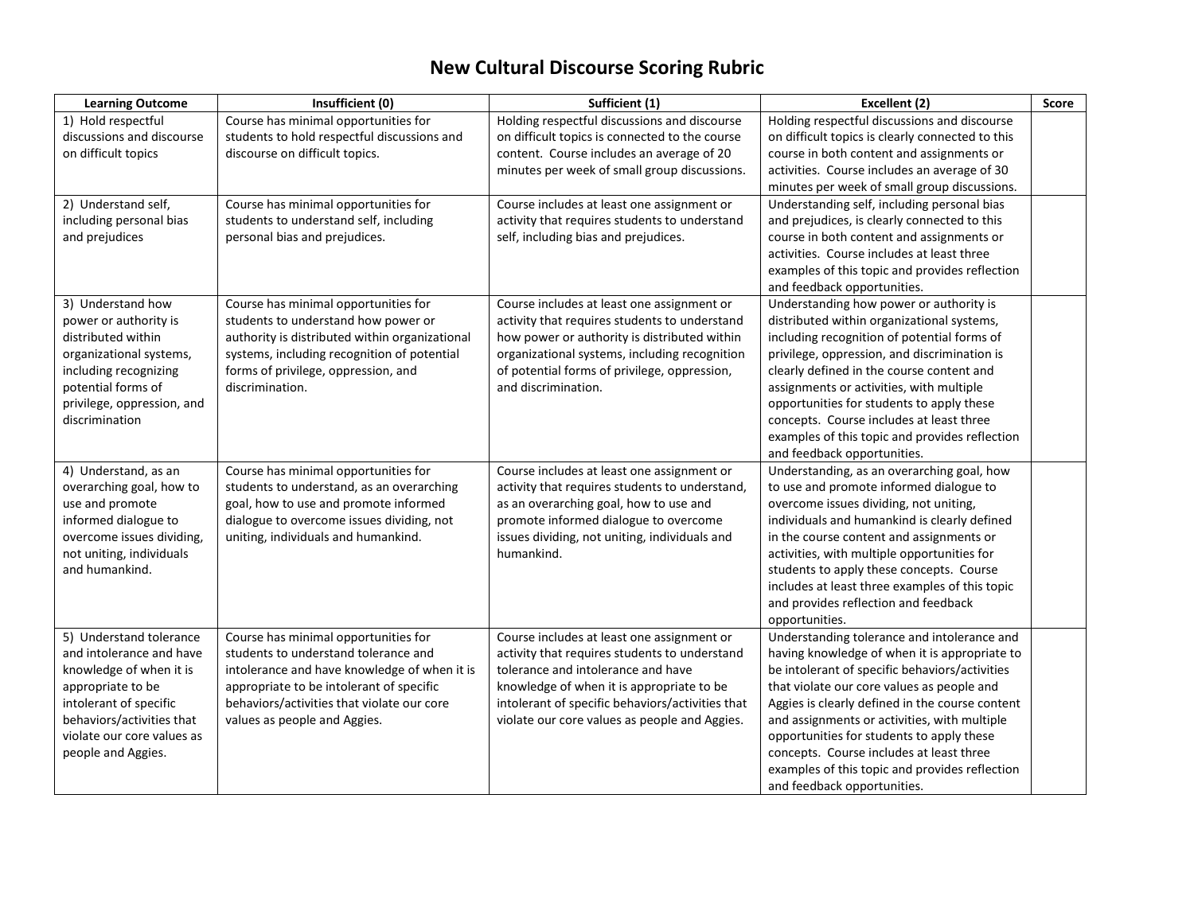# New Cultural Discourse Scoring Rubric

| Learning Outcome | Insufficient (0) | Sufficient (1) | Excellent (2) | Score |
|---|---|---|---|---|
| 1) Hold respectful discussions and discourse on difficult topics | Course has minimal opportunities for students to hold respectful discussions and discourse on difficult topics. | Holding respectful discussions and discourse on difficult topics is connected to the course content. Course includes an average of 20 minutes per week of small group discussions. | Holding respectful discussions and discourse on difficult topics is clearly connected to this course in both content and assignments or activities. Course includes an average of 30 minutes per week of small group discussions. | |
| 2) Understand self, including personal bias and prejudices | Course has minimal opportunities for students to understand self, including personal bias and prejudices. | Course includes at least one assignment or activity that requires students to understand self, including bias and prejudices. | Understanding self, including personal bias and prejudices, is clearly connected to this course in both content and assignments or activities. Course includes at least three examples of this topic and provides reflection and feedback opportunities. | |
| 3) Understand how power or authority is distributed within organizational systems, including recognizing potential forms of privilege, oppression, and discrimination | Course has minimal opportunities for students to understand how power or authority is distributed within organizational systems, including recognition of potential forms of privilege, oppression, and discrimination. | Course includes at least one assignment or activity that requires students to understand how power or authority is distributed within organizational systems, including recognition of potential forms of privilege, oppression, and discrimination. | Understanding how power or authority is distributed within organizational systems, including recognition of potential forms of privilege, oppression, and discrimination is clearly defined in the course content and assignments or activities, with multiple opportunities for students to apply these concepts. Course includes at least three examples of this topic and provides reflection and feedback opportunities. | |
| 4) Understand, as an overarching goal, how to use and promote informed dialogue to overcome issues dividing, not uniting, individuals and humankind. | Course has minimal opportunities for students to understand, as an overarching goal, how to use and promote informed dialogue to overcome issues dividing, not uniting, individuals and humankind. | Course includes at least one assignment or activity that requires students to understand, as an overarching goal, how to use and promote informed dialogue to overcome issues dividing, not uniting, individuals and humankind. | Understanding, as an overarching goal, how to use and promote informed dialogue to overcome issues dividing, not uniting, individuals and humankind is clearly defined in the course content and assignments or activities, with multiple opportunities for students to apply these concepts. Course includes at least three examples of this topic and provides reflection and feedback opportunities. | |
| 5) Understand tolerance and intolerance and have knowledge of when it is appropriate to be intolerant of specific behaviors/activities that violate our core values as people and Aggies. | Course has minimal opportunities for students to understand tolerance and intolerance and have knowledge of when it is appropriate to be intolerant of specific behaviors/activities that violate our core values as people and Aggies. | Course includes at least one assignment or activity that requires students to understand tolerance and intolerance and have knowledge of when it is appropriate to be intolerant of specific behaviors/activities that violate our core values as people and Aggies. | Understanding tolerance and intolerance and having knowledge of when it is appropriate to be intolerant of specific behaviors/activities that violate our core values as people and Aggies is clearly defined in the course content and assignments or activities, with multiple opportunities for students to apply these concepts. Course includes at least three examples of this topic and provides reflection and feedback opportunities. | |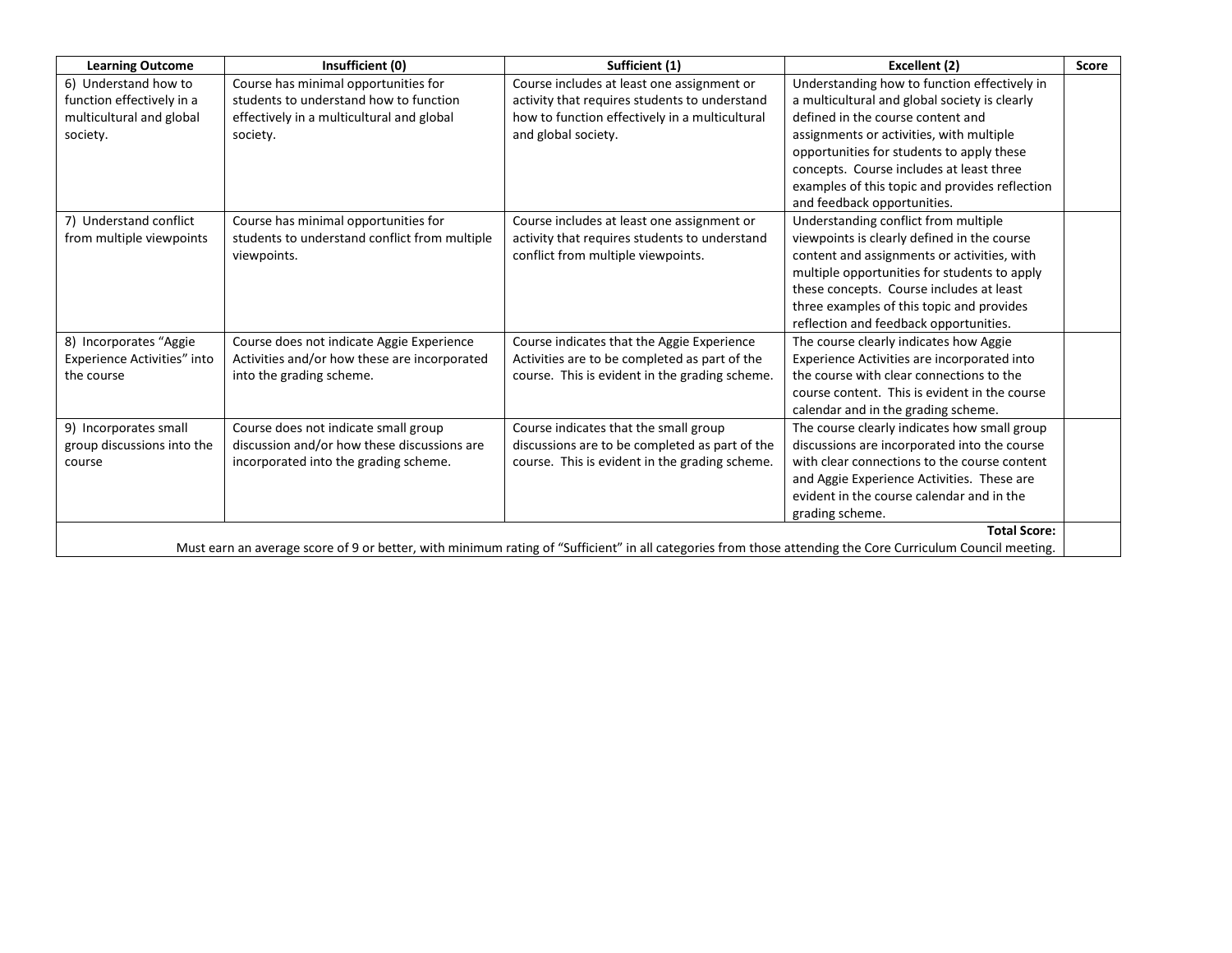| Learning Outcome | Insufficient (0) | Sufficient (1) | Excellent (2) | Score |
|---|---|---|---|---|
| 6) Understand how to function effectively in a multicultural and global society. | Course has minimal opportunities for students to understand how to function effectively in a multicultural and global society. | Course includes at least one assignment or activity that requires students to understand how to function effectively in a multicultural and global society. | Understanding how to function effectively in a multicultural and global society is clearly defined in the course content and assignments or activities, with multiple opportunities for students to apply these concepts. Course includes at least three examples of this topic and provides reflection and feedback opportunities. | |
| 7) Understand conflict from multiple viewpoints | Course has minimal opportunities for students to understand conflict from multiple viewpoints. | Course includes at least one assignment or activity that requires students to understand conflict from multiple viewpoints. | Understanding conflict from multiple viewpoints is clearly defined in the course content and assignments or activities, with multiple opportunities for students to apply these concepts. Course includes at least three examples of this topic and provides reflection and feedback opportunities. | |
| 8) Incorporates "Aggie Experience Activities" into the course | Course does not indicate Aggie Experience Activities and/or how these are incorporated into the grading scheme. | Course indicates that the Aggie Experience Activities are to be completed as part of the course. This is evident in the grading scheme. | The course clearly indicates how Aggie Experience Activities are incorporated into the course with clear connections to the course content. This is evident in the course calendar and in the grading scheme. | |
| 9) Incorporates small group discussions into the course | Course does not indicate small group discussion and/or how these discussions are incorporated into the grading scheme. | Course indicates that the small group discussions are to be completed as part of the course. This is evident in the grading scheme. | The course clearly indicates how small group discussions are incorporated into the course with clear connections to the course content and Aggie Experience Activities. These are evident in the course calendar and in the grading scheme. | |
| | | | **Total Score:** | |

Must earn an average score of 9 or better, with minimum rating of "Sufficient" in all categories from those attending the Core Curriculum Council meeting.